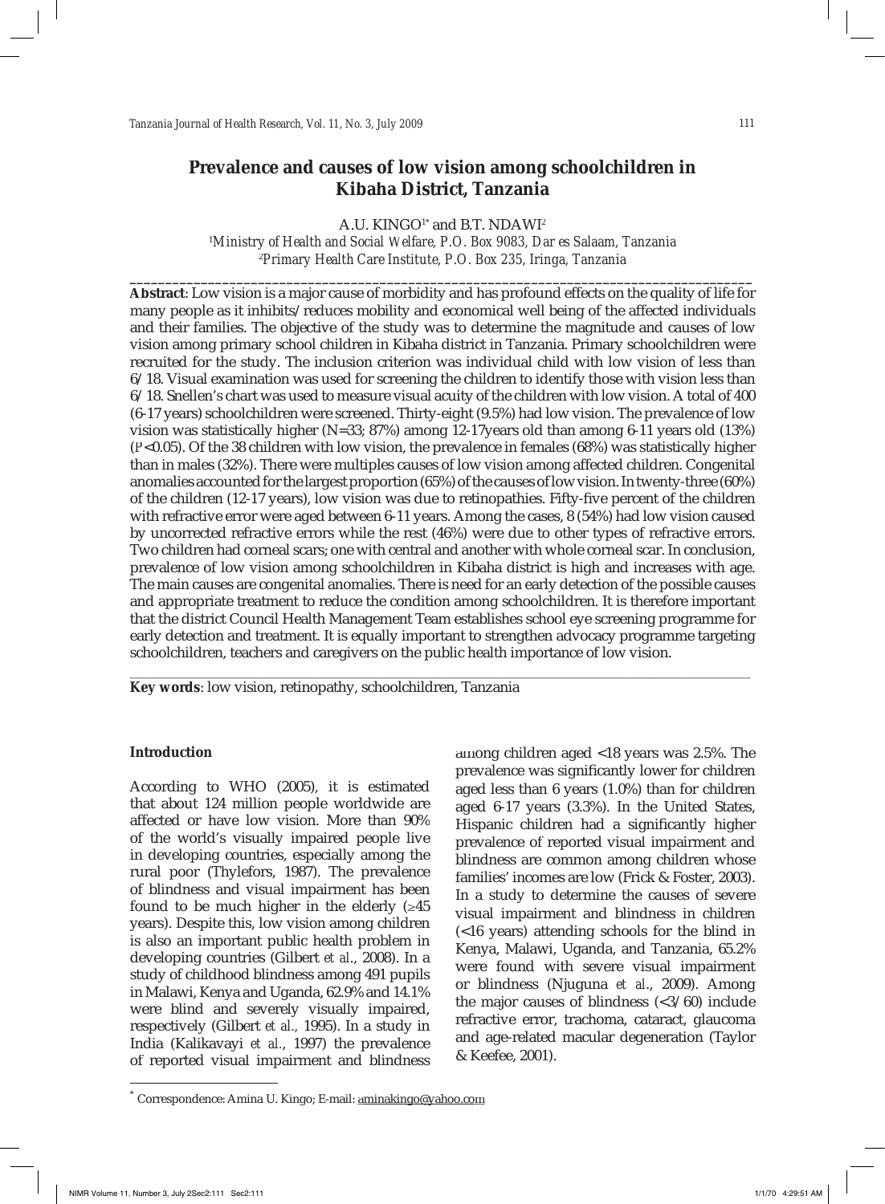# Prevalence and causes of low vision among schoolchildren in Kibaha District, Tanzania

A.U. KINGO[1*] and B.T. NDAWI[2]

[1]*Ministry of Health and Social Welfare, P.O. Box 9083, Dar es Salaam, Tanzania*
[2]*Primary Health Care Institute, P.O. Box 235, Iringa, Tanzania*

---

**Abstract**: Low vision is a major cause of morbidity and has profound effects on the quality of life for many people as it inhibits/reduces mobility and economical well being of the affected individuals and their families. The objective of the study was to determine the magnitude and causes of low vision among primary school children in Kibaha district in Tanzania. Primary schoolchildren were recruited for the study. The inclusion criterion was individual child with low vision of less than 6/18. Visual examination was used for screening the children to identify those with vision less than 6/18. Snellen's chart was used to measure visual acuity of the children with low vision. A total of 400 (6-17 years) schoolchildren were screened. Thirty-eight (9.5%) had low vision. The prevalence of low vision was statistically higher (N=33; 87%) among 12-17years old than among 6-11 years old (13%) ($P$<0.05). Of the 38 children with low vision, the prevalence in females (68%) was statistically higher than in males (32%). There were multiples causes of low vision among affected children. Congenital anomalies accounted for the largest proportion (65%) of the causes of low vision. In twenty-three (60%) of the children (12-17 years), low vision was due to retinopathies. Fifty-five percent of the children with refractive error were aged between 6-11 years. Among the cases, 8 (54%) had low vision caused by uncorrected refractive errors while the rest (46%) were due to other types of refractive errors. Two children had corneal scars; one with central and another with whole corneal scar. In conclusion, prevalence of low vision among schoolchildren in Kibaha district is high and increases with age. The main causes are congenital anomalies. There is need for an early detection of the possible causes and appropriate treatment to reduce the condition among schoolchildren. It is therefore important that the district Council Health Management Team establishes school eye screening programme for early detection and treatment. It is equally important to strengthen advocacy programme targeting schoolchildren, teachers and caregivers on the public health importance of low vision.

---

**Key words**: low vision, retinopathy, schoolchildren, Tanzania

## Introduction

According to WHO (2005), it is estimated that about 124 million people worldwide are affected or have low vision. More than 90% of the world's visually impaired people live in developing countries, especially among the rural poor (Thylefors, 1987). The prevalence of blindness and visual impairment has been found to be much higher in the elderly (≥45 years). Despite this, low vision among children is also an important public health problem in developing countries (Gilbert *et al*., 2008). In a study of childhood blindness among 491 pupils in Malawi, Kenya and Uganda, 62.9% and 14.1% were blind and severely visually impaired, respectively (Gilbert *et al.,* 1995). In a study in India (Kalikavayi *et al*., 1997) the prevalence of reported visual impairment and blindness among children aged <18 years was 2.5%. The prevalence was significantly lower for children aged less than 6 years (1.0%) than for children aged 6-17 years (3.3%). In the United States, Hispanic children had a significantly higher prevalence of reported visual impairment and blindness are common among children whose families' incomes are low (Frick & Foster, 2003). In a study to determine the causes of severe visual impairment and blindness in children (<16 years) attending schools for the blind in Kenya, Malawi, Uganda, and Tanzania, 65.2% were found with severe visual impairment or blindness (Njuguna *et al*., 2009). Among the major causes of blindness (<3/60) include refractive error, trachoma, cataract, glaucoma and age-related macular degeneration (Taylor & Keefee, 2001).

---

[*] Correspondence: Amina U. Kingo; E-mail: aminakingo@yahoo.com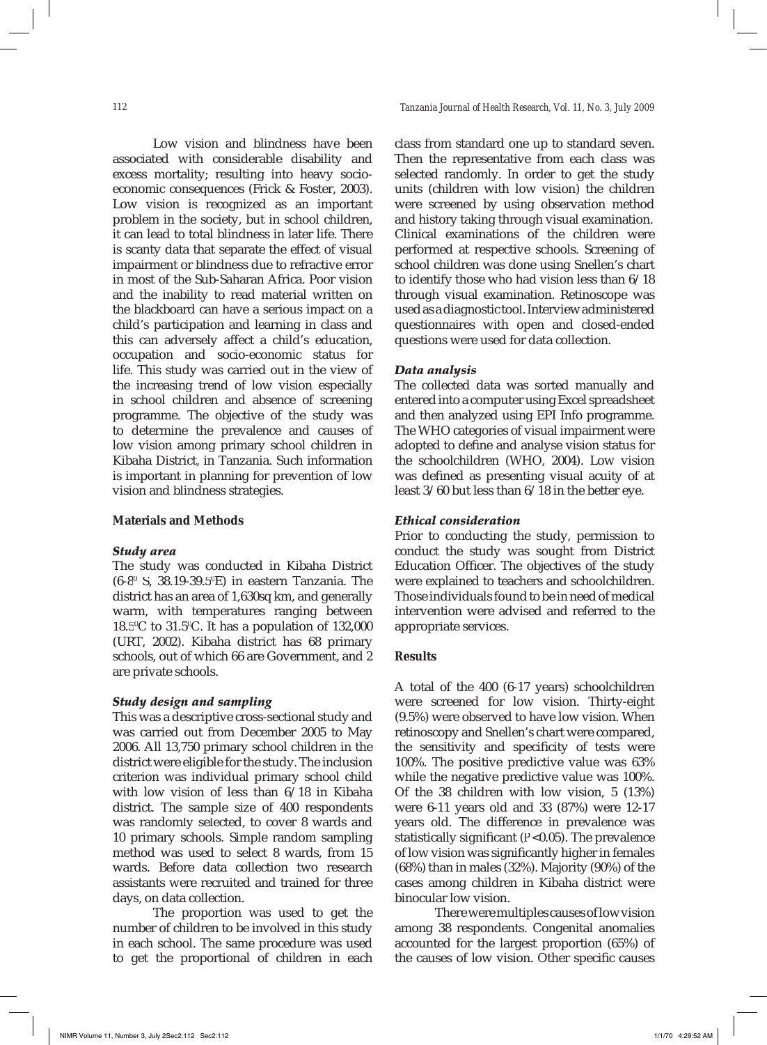Low vision and blindness have been associated with considerable disability and excess mortality; resulting into heavy socio-economic consequences (Frick & Foster, 2003). Low vision is recognized as an important problem in the society, but in school children, it can lead to total blindness in later life. There is scanty data that separate the effect of visual impairment or blindness due to refractive error in most of the Sub-Saharan Africa. Poor vision and the inability to read material written on the blackboard can have a serious impact on a child's participation and learning in class and this can adversely affect a child's education, occupation and socio-economic status for life. This study was carried out in the view of the increasing trend of low vision especially in school children and absence of screening programme. The objective of the study was to determine the prevalence and causes of low vision among primary school children in Kibaha District, in Tanzania. Such information is important in planning for prevention of low vision and blindness strategies.

## Materials and Methods

### *Study area*

The study was conducted in Kibaha District ($6\text{-}8^0$ S, $38.19\text{-}39.5^0$E) in eastern Tanzania. The district has an area of 1,630sq km, and generally warm, with temperatures ranging between $18.5^0$C to $31.5^0$C. It has a population of 132,000 (URT, 2002). Kibaha district has 68 primary schools, out of which 66 are Government, and 2 are private schools.

### *Study design and sampling*

This was a descriptive cross-sectional study and was carried out from December 2005 to May 2006. All 13,750 primary school children in the district were eligible for the study. The inclusion criterion was individual primary school child with low vision of less than 6/18 in Kibaha district. The sample size of 400 respondents was randomly selected, to cover 8 wards and 10 primary schools. Simple random sampling method was used to select 8 wards, from 15 wards. Before data collection two research assistants were recruited and trained for three days, on data collection.

The proportion was used to get the number of children to be involved in this study in each school. The same procedure was used to get the proportional of children in each class from standard one up to standard seven. Then the representative from each class was selected randomly. In order to get the study units (children with low vision) the children were screened by using observation method and history taking through visual examination. Clinical examinations of the children were performed at respective schools. Screening of school children was done using Snellen's chart to identify those who had vision less than 6/18 through visual examination. Retinoscope was used as a diagnostic tool. Interview administered questionnaires with open and closed-ended questions were used for data collection.

### *Data analysis*

The collected data was sorted manually and entered into a computer using Excel spreadsheet and then analyzed using EPI Info programme. The WHO categories of visual impairment were adopted to define and analyse vision status for the schoolchildren (WHO, 2004). Low vision was defined as presenting visual acuity of at least 3/60 but less than 6/18 in the better eye.

### *Ethical consideration*

Prior to conducting the study, permission to conduct the study was sought from District Education Officer. The objectives of the study were explained to teachers and schoolchildren. Those individuals found to be in need of medical intervention were advised and referred to the appropriate services.

## Results

A total of the 400 (6-17 years) schoolchildren were screened for low vision. Thirty-eight (9.5%) were observed to have low vision. When retinoscopy and Snellen's chart were compared, the sensitivity and specificity of tests were 100%. The positive predictive value was 63% while the negative predictive value was 100%. Of the 38 children with low vision, 5 (13%) were 6-11 years old and 33 (87%) were 12-17 years old. The difference in prevalence was statistically significant ($P<0.05$). The prevalence of low vision was significantly higher in females (68%) than in males (32%). Majority (90%) of the cases among children in Kibaha district were binocular low vision.

There were multiples causes of low vision among 38 respondents. Congenital anomalies accounted for the largest proportion (65%) of the causes of low vision. Other specific causes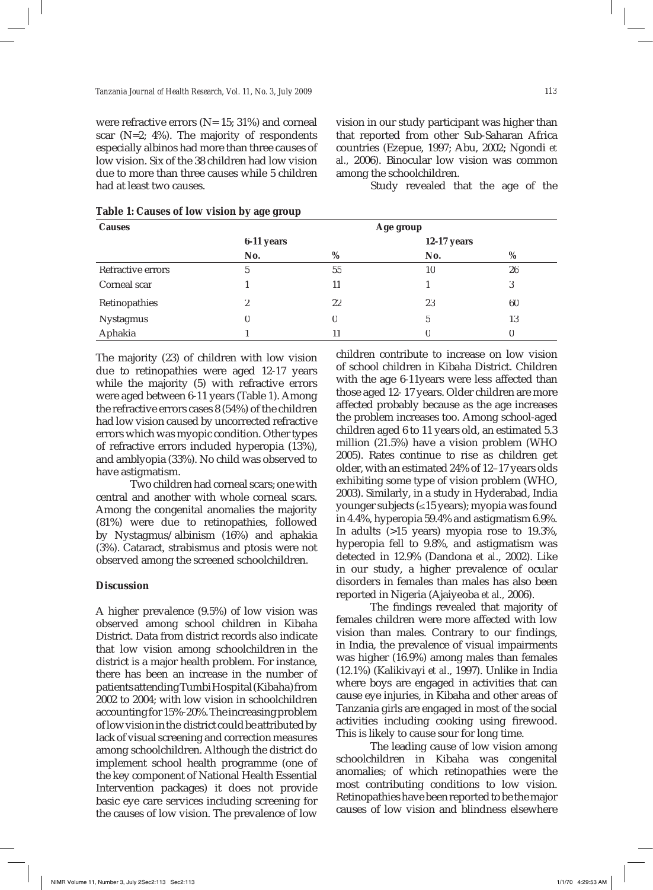were refractive errors (N= 15; 31%) and corneal scar (N=2; 4%). The majority of respondents especially albinos had more than three causes of low vision. Six of the 38 children had low vision due to more than three causes while 5 children had at least two causes.

vision in our study participant was higher than that reported from other Sub-Saharan Africa countries (Ezepue, 1997; Abu, 2002; Ngondi *et al.,* 2006). Binocular low vision was common among the schoolchildren.

Study revealed that the age of the children contribute to increase on low vision of school children in Kibaha District. Children with the age 6-11years were less affected than those aged 12- 17 years. Older children are more affected probably because as the age increases the problem increases too. Among school-aged children aged 6 to 11 years old, an estimated 5.3 million (21.5%) have a vision problem (WHO 2005). Rates continue to rise as children get older, with an estimated 24% of 12–17 years olds exhibiting some type of vision problem (WHO, 2003). Similarly, in a study in Hyderabad, India younger subjects (≤15 years); myopia was found in 4.4%, hyperopia 59.4% and astigmatism 6.9%. In adults (>15 years) myopia rose to 19.3%, hyperopia fell to 9.8%, and astigmatism was detected in 12.9% (Dandona *et al*., 2002). Like in our study, a higher prevalence of ocular disorders in females than males has also been reported in Nigeria (Ajaiyeoba *et al.,* 2006).

**Table 1: Causes of low vision by age group**

| Causes | Age group | | | |
|---|---|---|---|---|
| | 6-11 years | | 12-17 years | |
| | No. | % | No. | % |
| Refractive errors | 5 | 55 | 10 | 26 |
| Corneal scar | 1 | 11 | 1 | 3 |
| Retinopathies | 2 | 22 | 23 | 60 |
| Nystagmus | 0 | 0 | 5 | 13 |
| Aphakia | 1 | 11 | 0 | 0 |

The majority (23) of children with low vision due to retinopathies were aged 12-17 years while the majority (5) with refractive errors were aged between 6-11 years (Table 1). Among the refractive errors cases 8 (54%) of the children had low vision caused by uncorrected refractive errors which was myopic condition. Other types of refractive errors included hyperopia (13%), and amblyopia (33%). No child was observed to have astigmatism.

Two children had corneal scars; one with central and another with whole corneal scars. Among the congenital anomalies the majority (81%) were due to retinopathies, followed by Nystagmus/albinism (16%) and aphakia (3%). Cataract, strabismus and ptosis were not observed among the screened schoolchildren.

## Discussion

A higher prevalence (9.5%) of low vision was observed among school children in Kibaha District. Data from district records also indicate that low vision among schoolchildren in the district is a major health problem. For instance, there has been an increase in the number of patients attending Tumbi Hospital (Kibaha) from 2002 to 2004; with low vision in schoolchildren accounting for 15%-20%. The increasing problem of low vision in the district could be attributed by lack of visual screening and correction measures among schoolchildren. Although the district do implement school health programme (one of the key component of National Health Essential Intervention packages) it does not provide basic eye care services including screening for the causes of low vision. The prevalence of low

The findings revealed that majority of females children were more affected with low vision than males. Contrary to our findings, in India, the prevalence of visual impairments was higher (16.9%) among males than females (12.1%) (Kalikivayi *et al*., 1997). Unlike in India where boys are engaged in activities that can cause eye injuries, in Kibaha and other areas of Tanzania girls are engaged in most of the social activities including cooking using firewood. This is likely to cause sour for long time.

The leading cause of low vision among schoolchildren in Kibaha was congenital anomalies; of which retinopathies were the most contributing conditions to low vision. Retinopathies have been reported to be the major causes of low vision and blindness elsewhere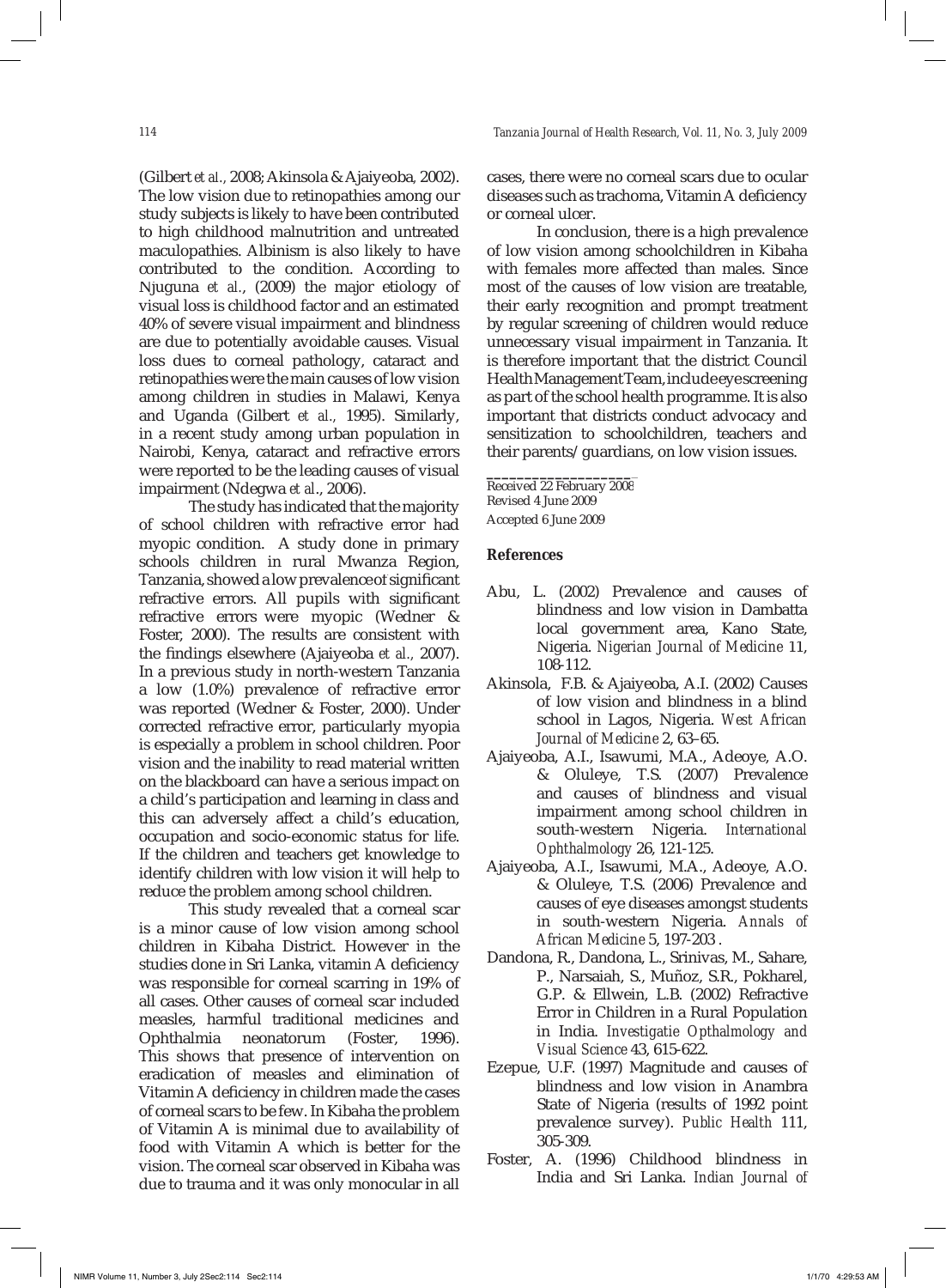(Gilbert *et al.,* 2008; Akinsola & Ajaiyeoba, 2002). The low vision due to retinopathies among our study subjects is likely to have been contributed to high childhood malnutrition and untreated maculopathies. Albinism is also likely to have contributed to the condition. According to Njuguna *et al.*, (2009) the major etiology of visual loss is childhood factor and an estimated 40% of severe visual impairment and blindness are due to potentially avoidable causes. Visual loss dues to corneal pathology, cataract and retinopathies were the main causes of low vision among children in studies in Malawi, Kenya and Uganda (Gilbert *et al.,* 1995). Similarly, in a recent study among urban population in Nairobi, Kenya, cataract and refractive errors were reported to be the leading causes of visual impairment (Ndegwa *et al*., 2006).

The study has indicated that the majority of school children with refractive error had myopic condition. A study done in primary schools children in rural Mwanza Region, Tanzania, showed a low prevalence of significant refractive errors. All pupils with significant refractive errors were myopic (Wedner & Foster, 2000). The results are consistent with the findings elsewhere (Ajaiyeoba *et al.,* 2007). In a previous study in north-western Tanzania a low (1.0%) prevalence of refractive error was reported (Wedner & Foster, 2000). Under corrected refractive error, particularly myopia is especially a problem in school children. Poor vision and the inability to read material written on the blackboard can have a serious impact on a child's participation and learning in class and this can adversely affect a child's education, occupation and socio-economic status for life. If the children and teachers get knowledge to identify children with low vision it will help to reduce the problem among school children.

This study revealed that a corneal scar is a minor cause of low vision among school children in Kibaha District. However in the studies done in Sri Lanka, vitamin A deficiency was responsible for corneal scarring in 19% of all cases. Other causes of corneal scar included measles, harmful traditional medicines and Ophthalmia neonatorum (Foster, 1996). This shows that presence of intervention on eradication of measles and elimination of Vitamin A deficiency in children made the cases of corneal scars to be few. In Kibaha the problem of Vitamin A is minimal due to availability of food with Vitamin A which is better for the vision. The corneal scar observed in Kibaha was due to trauma and it was only monocular in all cases, there were no corneal scars due to ocular diseases such as trachoma, Vitamin A deficiency or corneal ulcer.

In conclusion, there is a high prevalence of low vision among schoolchildren in Kibaha with females more affected than males. Since most of the causes of low vision are treatable, their early recognition and prompt treatment by regular screening of children would reduce unnecessary visual impairment in Tanzania. It is therefore important that the district Council Health Management Team, include eye screening as part of the school health programme. It is also important that districts conduct advocacy and sensitization to schoolchildren, teachers and their parents/guardians, on low vision issues.

Received 22 February 2008
Revised 4 June 2009
Accepted 6 June 2009

## References

Abu, L. (2002) Prevalence and causes of blindness and low vision in Dambatta local government area, Kano State, Nigeria. *Nigerian Journal of Medicine* 11, 108-112.

Akinsola, F.B. & Ajaiyeoba, A.I. (2002) Causes of low vision and blindness in a blind school in Lagos, Nigeria. *West African Journal of Medicine* 2, 63–65.

Ajaiyeoba, A.I., Isawumi, M.A., Adeoye, A.O. & Oluleye, T.S. (2007) Prevalence and causes of blindness and visual impairment among school children in south-western Nigeria. *International Ophthalmology* 26, 121-125.

Ajaiyeoba, A.I., Isawumi, M.A., Adeoye, A.O. & Oluleye, T.S. (2006) Prevalence and causes of eye diseases amongst students in south-western Nigeria. *Annals of African Medicine* 5, 197-203 .

Dandona, R., Dandona, L., Srinivas, M., Sahare, P., Narsaiah, S., Muñoz, S.R., Pokharel, G.P. & Ellwein, L.B. (2002) Refractive Error in Children in a Rural Population in India. *Investigatie Opthalmology and Visual Science* 43, 615-622.

Ezepue, U.F. (1997) Magnitude and causes of blindness and low vision in Anambra State of Nigeria (results of 1992 point prevalence survey). *Public Health* 111, 305-309.

Foster, A. (1996) Childhood blindness in India and Sri Lanka. *Indian Journal of*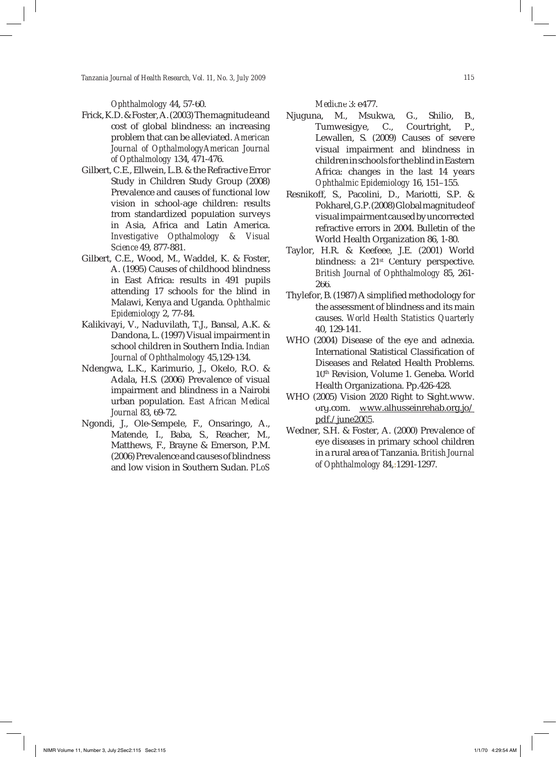*Ophthalmology* 44, 57-60.

Frick, K.D. & Foster, A. (2003) The magnitude and cost of global blindness: an increasing problem that can be alleviated. *American Journal of OpthalmologyAmerican Journal of Opthalmology* 134, 471-476.

Gilbert, C.E., Ellwein, L.B. & the Refractive Error Study in Children Study Group (2008) Prevalence and causes of functional low vision in school-age children: results from standardized population surveys in Asia, Africa and Latin America. *Investigative Opthalmology & Visual Science* 49, 877-881.

Gilbert, C.E., Wood, M., Waddel, K. & Foster, A. (1995) Causes of childhood blindness in East Africa: results in 491 pupils attending 17 schools for the blind in Malawi, Kenya and Uganda. *Ophthalmic Epidemiology* 2, 77-84.

Kalikivayi, V., Naduvilath, T.J., Bansal, A.K. & Dandona, L. (1997) Visual impairment in school children in Southern India. *Indian Journal of Ophthalmology* 45,129-134.

Ndengwa, L.K., Karimurio, J., Okelo, R.O. & Adala, H.S. (2006) Prevalence of visual impairment and blindness in a Nairobi urban population. *East African Medical Journal* 83, 69-72.

Ngondi, J., Ole-Sempele, F., Onsaringo, A., Matende, I., Baba, S., Reacher, M., Matthews, F., Brayne & Emerson, P.M. (2006) Prevalence and causes of blindness and low vision in Southern Sudan. *PLoS Medicine* 3: e477.

Njuguna, M., Msukwa, G., Shilio, B., Tumwesigye, C., Courtright, P., Lewallen, S. (2009) Causes of severe visual impairment and blindness in children in schools for the blind in Eastern Africa: changes in the last 14 years *Ophthalmic Epidemiology* 16, 151–155.

Resnikoff, S., Pacolini, D., Mariotti, S.P. & Pokharel, G.P. (2008) Global magnitude of visual impairment caused by uncorrected refractive errors in 2004. Bulletin of the World Health Organization 86, 1-80.

Taylor, H.R. & Keefeee, J.E. (2001) World blindness: a 21st Century perspective. *British Journal of Ophthalmology* 85, 261-266.

Thylefor, B. (1987) A simplified methodology for the assessment of blindness and its main causes. *World Health Statistics Quarterly* 40, 129-141.

WHO (2004) Disease of the eye and adnexia. International Statistical Classification of Diseases and Related Health Problems. 10th Revision, Volume 1. Geneba. World Health Organizationa. Pp.426-428.

WHO (2005) Vision 2020 Right to Sight.www.org.com. www.alhusseinrehab.org.jo/pdf./june2005.

Wedner, S.H. & Foster, A. (2000) Prevalence of eye diseases in primary school children in a rural area of Tanzania. *British Journal of Ophthalmology* 84,:1291-1297.